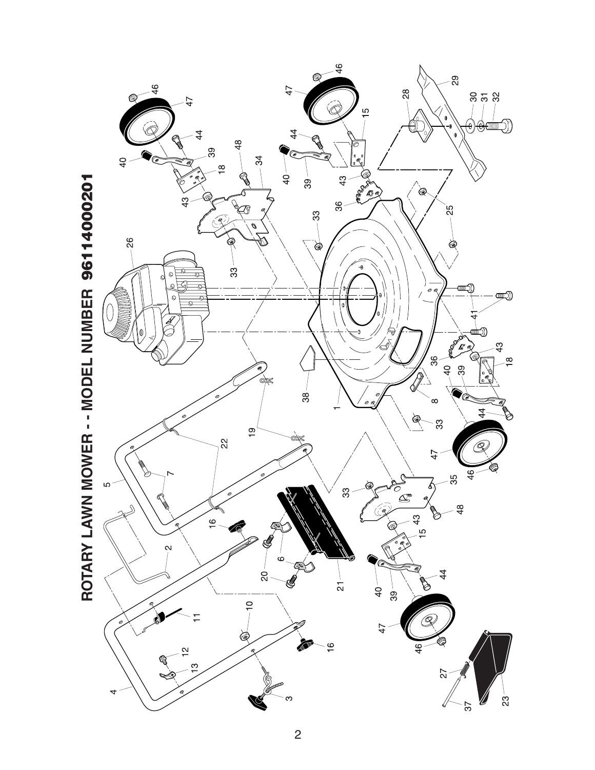# ROTARY LAWN MOWER - - MODEL NUMBER 96114000201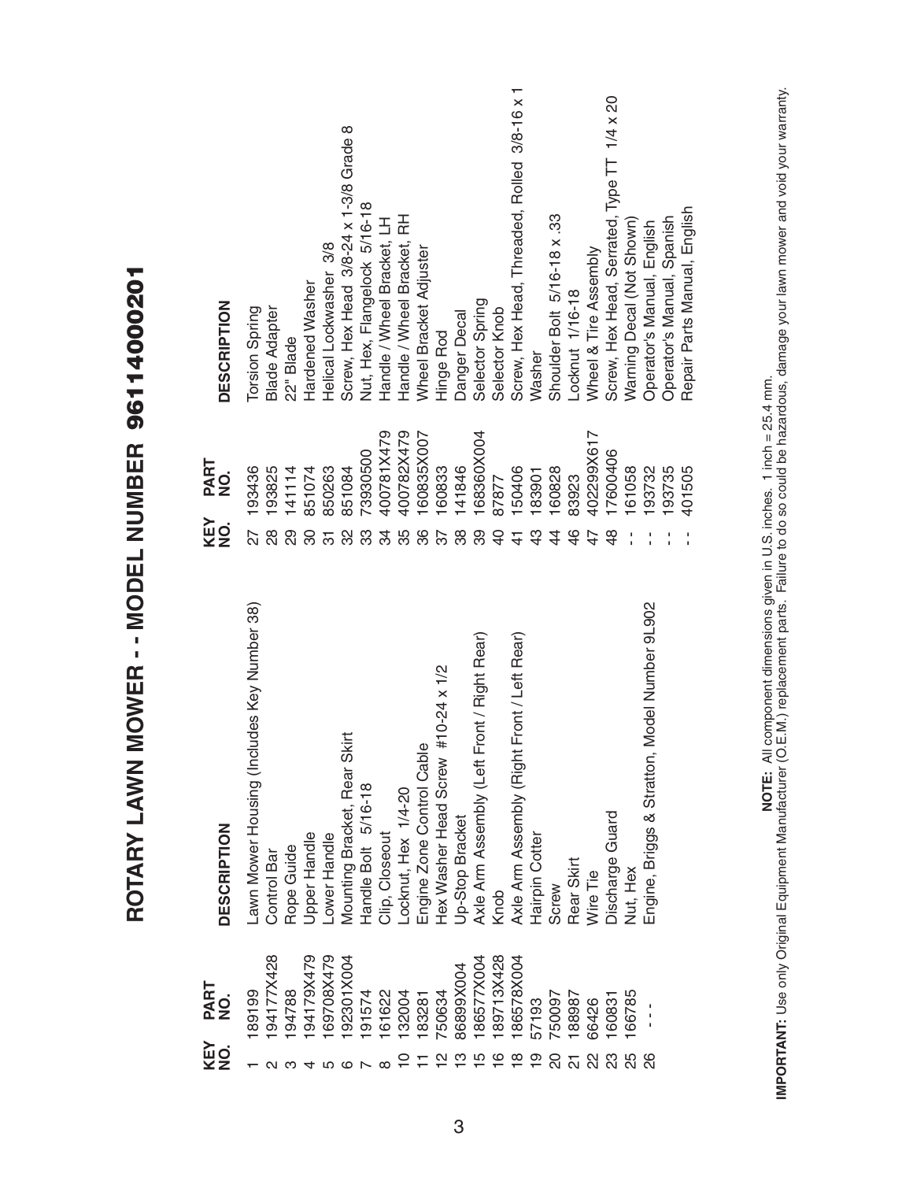# ROTARY LAWN MOWER - - MODEL NUMBER 96114000201

| KEY NO. | PART NO. | DESCRIPTION |
|---|---|---|
| 1 | 189199 | Lawn Mower Housing (Includes Key Number 38) |
| 2 | 194177X428 | Control Bar |
| 3 | 194788 | Rope Guide |
| 4 | 194179X479 | Upper Handle |
| 5 | 169708X479 | Lower Handle |
| 6 | 192301X004 | Mounting Bracket, Rear Skirt |
| 7 | 191574 | Handle Bolt 5/16-18 |
| 8 | 161622 | Clip, Closeout |
| 10 | 132004 | Locknut, Hex 1/4-20 |
| 11 | 183281 | Engine Zone Control Cable |
| 12 | 750634 | Hex Washer Head Screw #10-24 x 1/2 |
| 13 | 86899X004 | Up-Stop Bracket |
| 15 | 186577X004 | Axle Arm Assembly (Left Front / Right Rear) |
| 16 | 189713X428 | Knob |
| 18 | 186578X004 | Axle Arm Assembly (Right Front / Left Rear) |
| 19 | 57193 | Hairpin Cotter |
| 20 | 750097 | Screw |
| 21 | 188987 | Rear Skirt |
| 22 | 66426 | Wire Tie |
| 23 | 160831 | Discharge Guard |
| 25 | 166785 | Nut, Hex |
| 26 | - - - | Engine, Briggs & Stratton, Model Number 9L902 |
| 27 | 193436 | Torsion Spring |
| 28 | 193825 | Blade Adapter |
| 29 | 141114 | 22" Blade |
| 30 | 851074 | Hardened Washer |
| 31 | 850263 | Helical Lockwasher 3/8 |
| 32 | 851084 | Screw, Hex Head 3/8-24 x 1-3/8 Grade 8 |
| 33 | 73930500 | Nut, Hex, Flangelock 5/16-18 |
| 34 | 400781X479 | Handle / Wheel Bracket, LH |
| 35 | 400782X479 | Handle / Wheel Bracket, RH |
| 36 | 160835X007 | Wheel Bracket Adjuster |
| 37 | 160833 | Hinge Rod |
| 38 | 141846 | Danger Decal |
| 39 | 168360X004 | Selector Spring |
| 40 | 87877 | Selector Knob |
| 41 | 150406 | Screw, Hex Head, Threaded, Rolled 3/8-16 x 1 |
| 43 | 183901 | Washer |
| 44 | 160828 | Shoulder Bolt 5/16-18 x .33 |
| 46 | 83923 | Locknut 1/16-18 |
| 47 | 402299X617 | Wheel & Tire Assembly |
| 48 | 17600406 | Screw, Hex Head, Serrated, Type TT 1/4 x 20 |
| - - | 161058 | Warning Decal (Not Shown) |
| - - | 193732 | Operator's Manual, English |
| - - | 193735 | Operator's Manual, Spanish |
| - - | 401505 | Repair Parts Manual, English |

**NOTE:** All component dimensions given in U.S. inches. 1 inch = 25.4 mm.

**IMPORTANT:** Use only Original Equipment Manufacturer (O.E.M.) replacement parts. Failure to do so could be hazardous, damage your lawn mower and void your warranty.